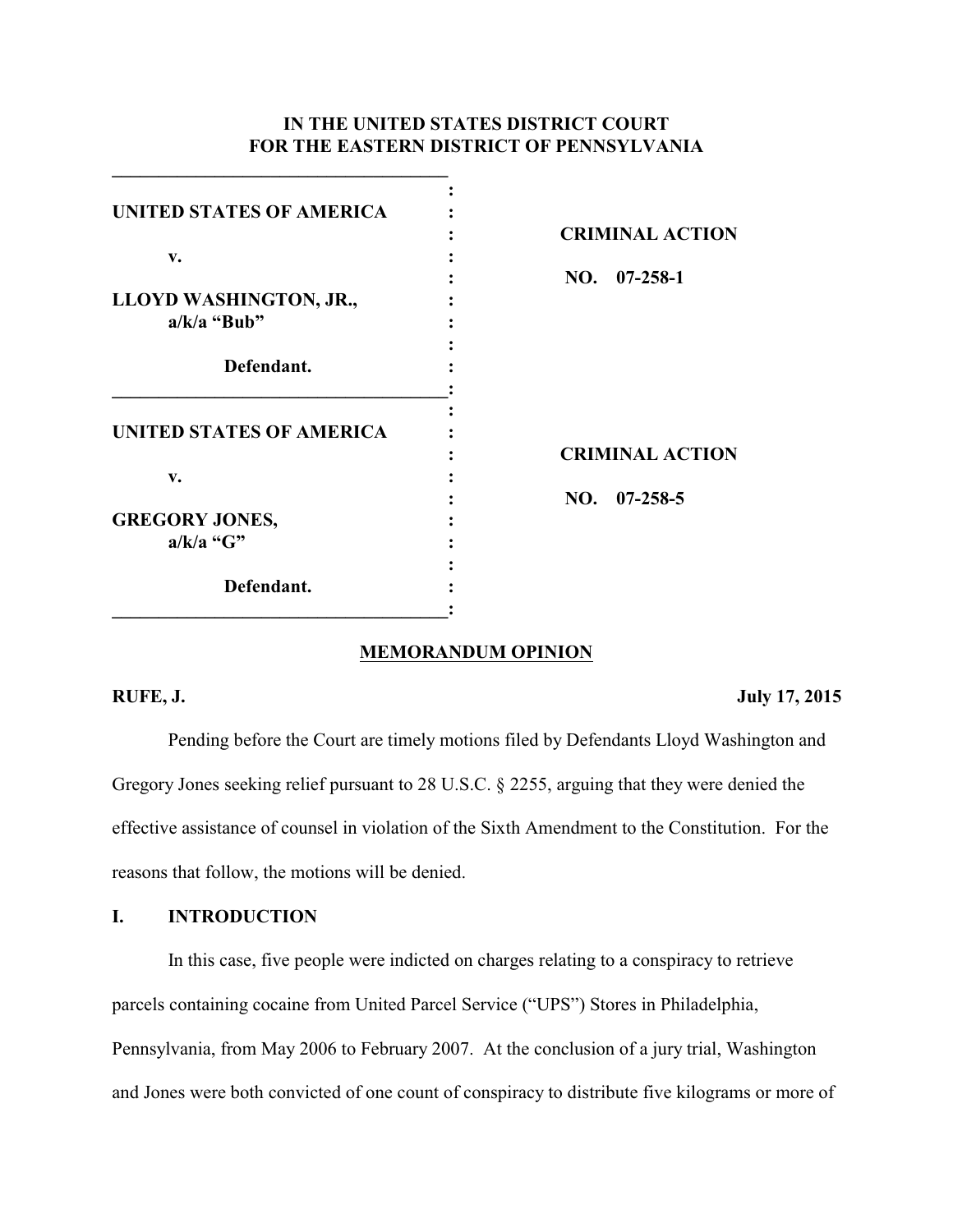**IN THE UNITED STATES DISTRICT COURT**
**FOR THE EASTERN DISTRICT OF PENNSYLVANIA**

| | |
|---|---|
| **UNITED STATES OF AMERICA**<br><br>**v.**<br><br>**LLOYD WASHINGTON, JR., a/k/a "Bub"**<br><br>**Defendant.** | **CRIMINAL ACTION**<br><br>**NO. 07-258-1** |
| **UNITED STATES OF AMERICA**<br><br>**v.**<br><br>**GREGORY JONES, a/k/a "G"**<br><br>**Defendant.** | **CRIMINAL ACTION**<br><br>**NO. 07-258-5** |

**MEMORANDUM OPINION**

**RUFE, J.** **July 17, 2015**

Pending before the Court are timely motions filed by Defendants Lloyd Washington and Gregory Jones seeking relief pursuant to 28 U.S.C. § 2255, arguing that they were denied the effective assistance of counsel in violation of the Sixth Amendment to the Constitution. For the reasons that follow, the motions will be denied.

## I. INTRODUCTION

In this case, five people were indicted on charges relating to a conspiracy to retrieve parcels containing cocaine from United Parcel Service ("UPS") Stores in Philadelphia, Pennsylvania, from May 2006 to February 2007. At the conclusion of a jury trial, Washington and Jones were both convicted of one count of conspiracy to distribute five kilograms or more of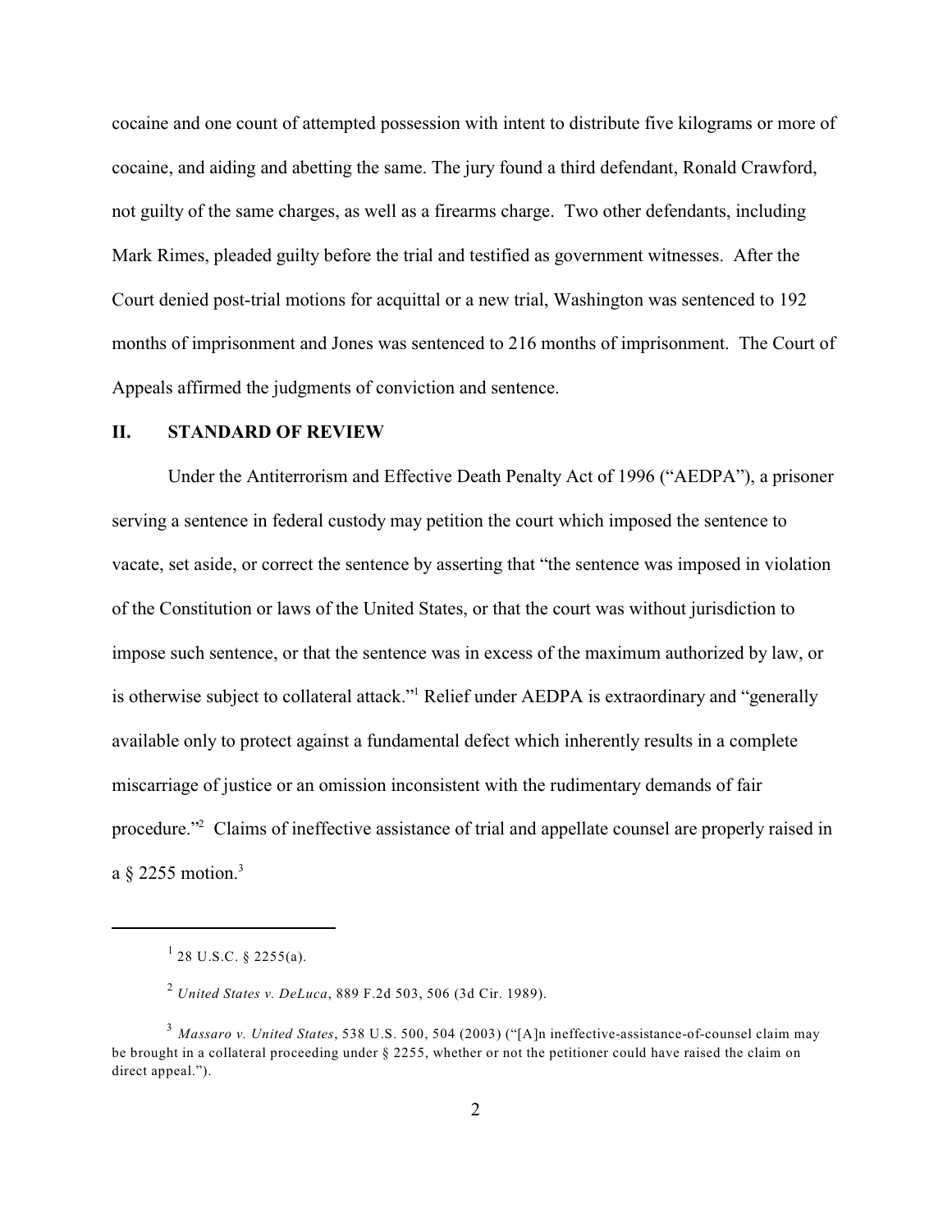cocaine and one count of attempted possession with intent to distribute five kilograms or more of cocaine, and aiding and abetting the same. The jury found a third defendant, Ronald Crawford, not guilty of the same charges, as well as a firearms charge. Two other defendants, including Mark Rimes, pleaded guilty before the trial and testified as government witnesses. After the Court denied post-trial motions for acquittal or a new trial, Washington was sentenced to 192 months of imprisonment and Jones was sentenced to 216 months of imprisonment. The Court of Appeals affirmed the judgments of conviction and sentence.

## II. STANDARD OF REVIEW

Under the Antiterrorism and Effective Death Penalty Act of 1996 ("AEDPA"), a prisoner serving a sentence in federal custody may petition the court which imposed the sentence to vacate, set aside, or correct the sentence by asserting that "the sentence was imposed in violation of the Constitution or laws of the United States, or that the court was without jurisdiction to impose such sentence, or that the sentence was in excess of the maximum authorized by law, or is otherwise subject to collateral attack."[1] Relief under AEDPA is extraordinary and "generally available only to protect against a fundamental defect which inherently results in a complete miscarriage of justice or an omission inconsistent with the rudimentary demands of fair procedure."[2] Claims of ineffective assistance of trial and appellate counsel are properly raised in a § 2255 motion.[3]

---

[1] 28 U.S.C. § 2255(a).

[2] *United States v. DeLuca*, 889 F.2d 503, 506 (3d Cir. 1989).

[3] *Massaro v. United States*, 538 U.S. 500, 504 (2003) ("[A]n ineffective-assistance-of-counsel claim may be brought in a collateral proceeding under § 2255, whether or not the petitioner could have raised the claim on direct appeal.").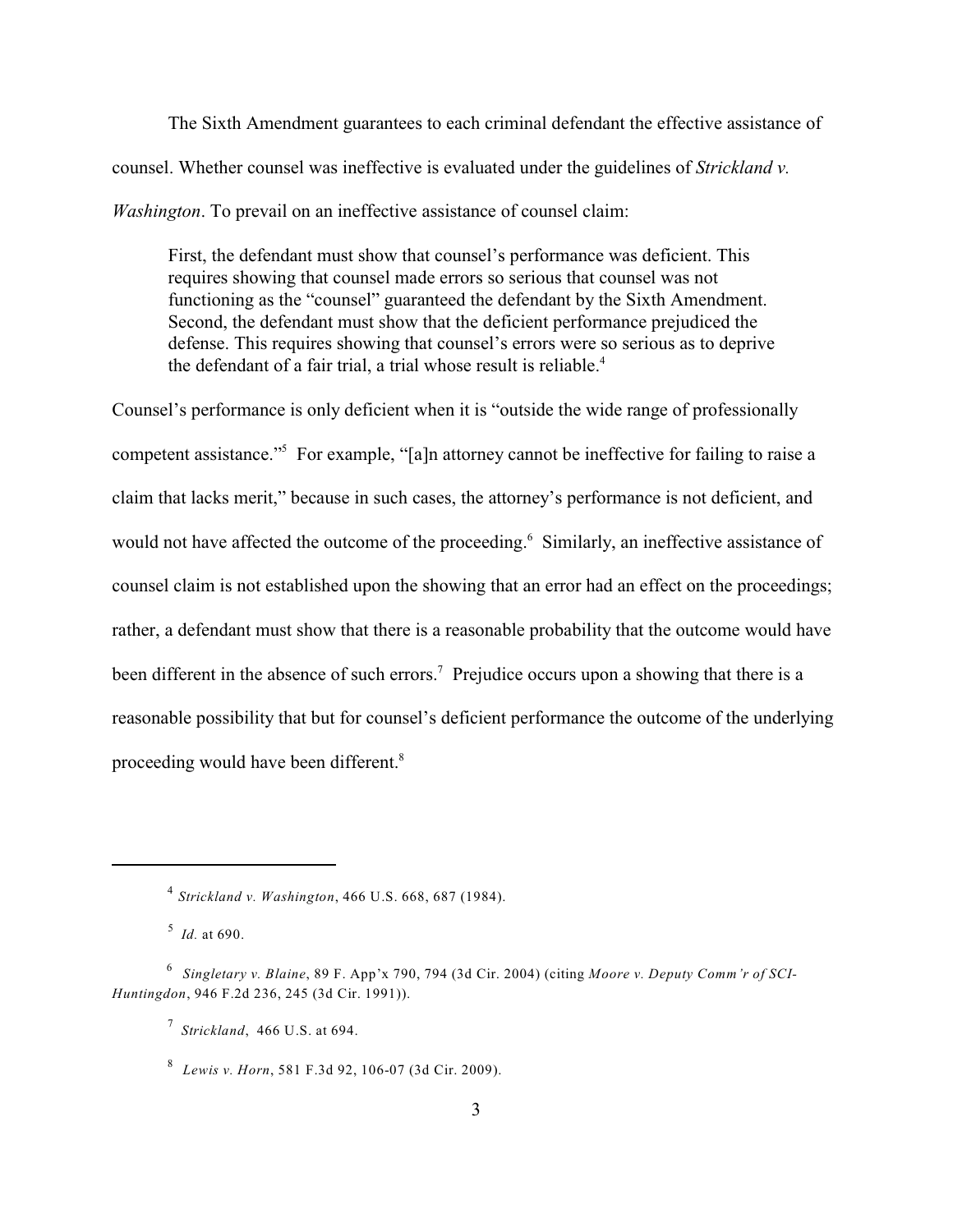The Sixth Amendment guarantees to each criminal defendant the effective assistance of counsel. Whether counsel was ineffective is evaluated under the guidelines of *Strickland v. Washington*. To prevail on an ineffective assistance of counsel claim:

> First, the defendant must show that counsel's performance was deficient. This requires showing that counsel made errors so serious that counsel was not functioning as the "counsel" guaranteed the defendant by the Sixth Amendment. Second, the defendant must show that the deficient performance prejudiced the defense. This requires showing that counsel's errors were so serious as to deprive the defendant of a fair trial, a trial whose result is reliable.[4]

Counsel's performance is only deficient when it is "outside the wide range of professionally competent assistance."[5] For example, "[a]n attorney cannot be ineffective for failing to raise a claim that lacks merit," because in such cases, the attorney's performance is not deficient, and would not have affected the outcome of the proceeding.[6] Similarly, an ineffective assistance of counsel claim is not established upon the showing that an error had an effect on the proceedings; rather, a defendant must show that there is a reasonable probability that the outcome would have been different in the absence of such errors.[7] Prejudice occurs upon a showing that there is a reasonable possibility that but for counsel's deficient performance the outcome of the underlying proceeding would have been different.[8]

---

[4] *Strickland v. Washington*, 466 U.S. 668, 687 (1984).

[5] *Id.* at 690.

[6] *Singletary v. Blaine*, 89 F. App'x 790, 794 (3d Cir. 2004) (citing *Moore v. Deputy Comm'r of SCI-Huntingdon*, 946 F.2d 236, 245 (3d Cir. 1991)).

[7] *Strickland*, 466 U.S. at 694.

[8] *Lewis v. Horn*, 581 F.3d 92, 106-07 (3d Cir. 2009).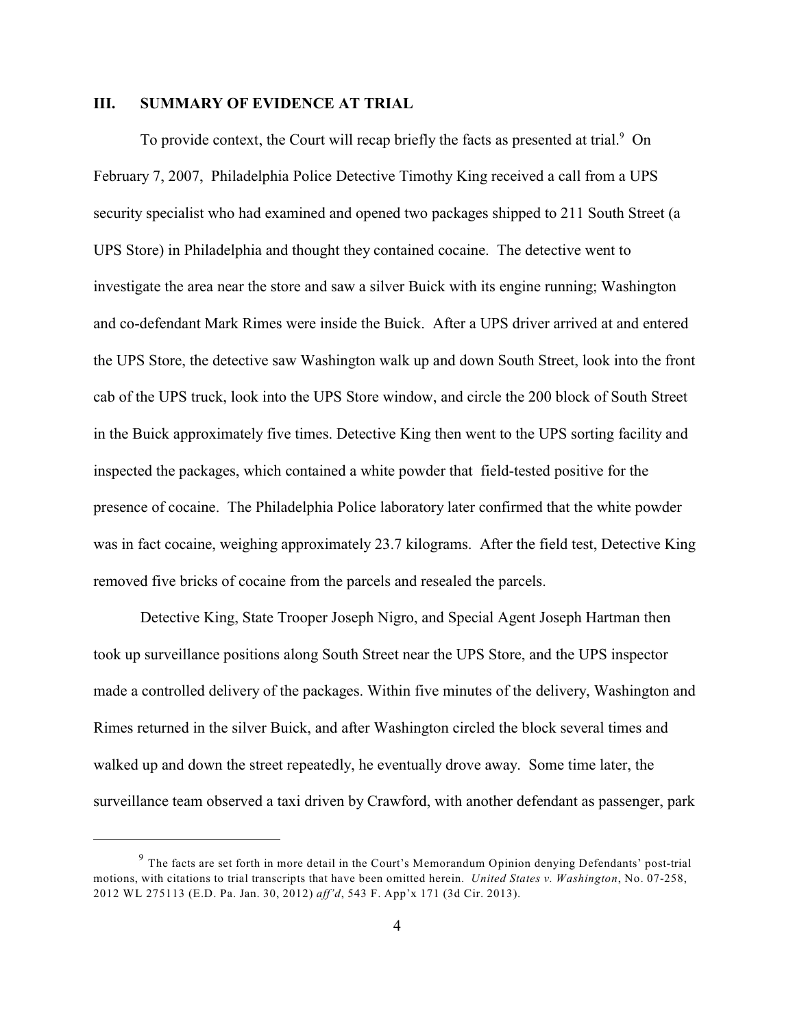## III. SUMMARY OF EVIDENCE AT TRIAL

To provide context, the Court will recap briefly the facts as presented at trial.[9] On February 7, 2007, Philadelphia Police Detective Timothy King received a call from a UPS security specialist who had examined and opened two packages shipped to 211 South Street (a UPS Store) in Philadelphia and thought they contained cocaine. The detective went to investigate the area near the store and saw a silver Buick with its engine running; Washington and co-defendant Mark Rimes were inside the Buick. After a UPS driver arrived at and entered the UPS Store, the detective saw Washington walk up and down South Street, look into the front cab of the UPS truck, look into the UPS Store window, and circle the 200 block of South Street in the Buick approximately five times. Detective King then went to the UPS sorting facility and inspected the packages, which contained a white powder that field-tested positive for the presence of cocaine. The Philadelphia Police laboratory later confirmed that the white powder was in fact cocaine, weighing approximately 23.7 kilograms. After the field test, Detective King removed five bricks of cocaine from the parcels and resealed the parcels.

Detective King, State Trooper Joseph Nigro, and Special Agent Joseph Hartman then took up surveillance positions along South Street near the UPS Store, and the UPS inspector made a controlled delivery of the packages. Within five minutes of the delivery, Washington and Rimes returned in the silver Buick, and after Washington circled the block several times and walked up and down the street repeatedly, he eventually drove away. Some time later, the surveillance team observed a taxi driven by Crawford, with another defendant as passenger, park

---

[9] The facts are set forth in more detail in the Court's Memorandum Opinion denying Defendants' post-trial motions, with citations to trial transcripts that have been omitted herein. *United States v. Washington*, No. 07-258, 2012 WL 275113 (E.D. Pa. Jan. 30, 2012) *aff'd*, 543 F. App'x 171 (3d Cir. 2013).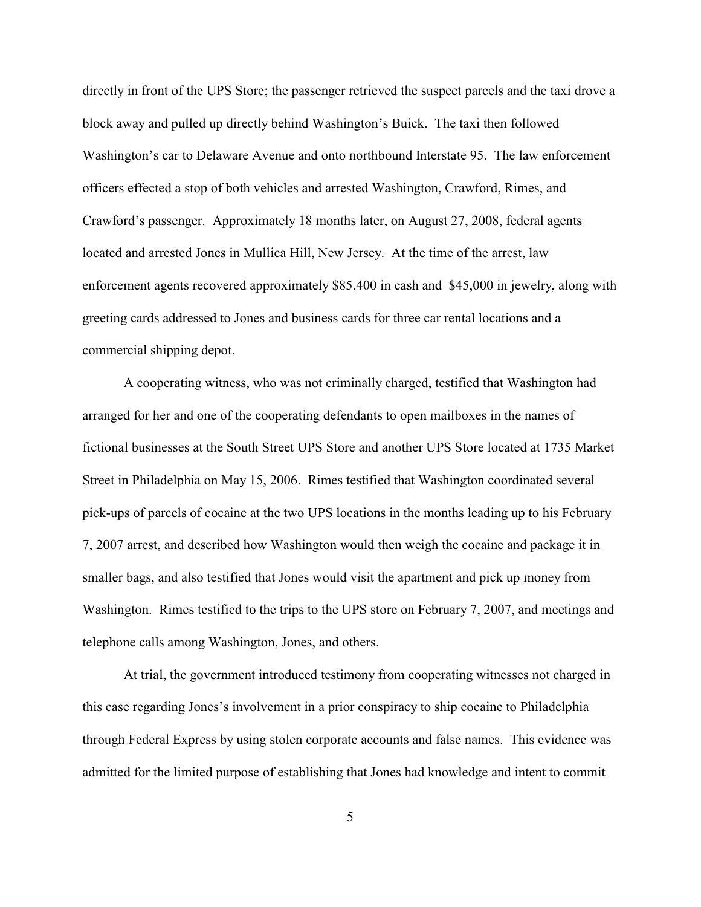directly in front of the UPS Store; the passenger retrieved the suspect parcels and the taxi drove a block away and pulled up directly behind Washington's Buick. The taxi then followed Washington's car to Delaware Avenue and onto northbound Interstate 95. The law enforcement officers effected a stop of both vehicles and arrested Washington, Crawford, Rimes, and Crawford's passenger. Approximately 18 months later, on August 27, 2008, federal agents located and arrested Jones in Mullica Hill, New Jersey. At the time of the arrest, law enforcement agents recovered approximately $85,400 in cash and $45,000 in jewelry, along with greeting cards addressed to Jones and business cards for three car rental locations and a commercial shipping depot.

A cooperating witness, who was not criminally charged, testified that Washington had arranged for her and one of the cooperating defendants to open mailboxes in the names of fictional businesses at the South Street UPS Store and another UPS Store located at 1735 Market Street in Philadelphia on May 15, 2006. Rimes testified that Washington coordinated several pick-ups of parcels of cocaine at the two UPS locations in the months leading up to his February 7, 2007 arrest, and described how Washington would then weigh the cocaine and package it in smaller bags, and also testified that Jones would visit the apartment and pick up money from Washington. Rimes testified to the trips to the UPS store on February 7, 2007, and meetings and telephone calls among Washington, Jones, and others.

At trial, the government introduced testimony from cooperating witnesses not charged in this case regarding Jones's involvement in a prior conspiracy to ship cocaine to Philadelphia through Federal Express by using stolen corporate accounts and false names. This evidence was admitted for the limited purpose of establishing that Jones had knowledge and intent to commit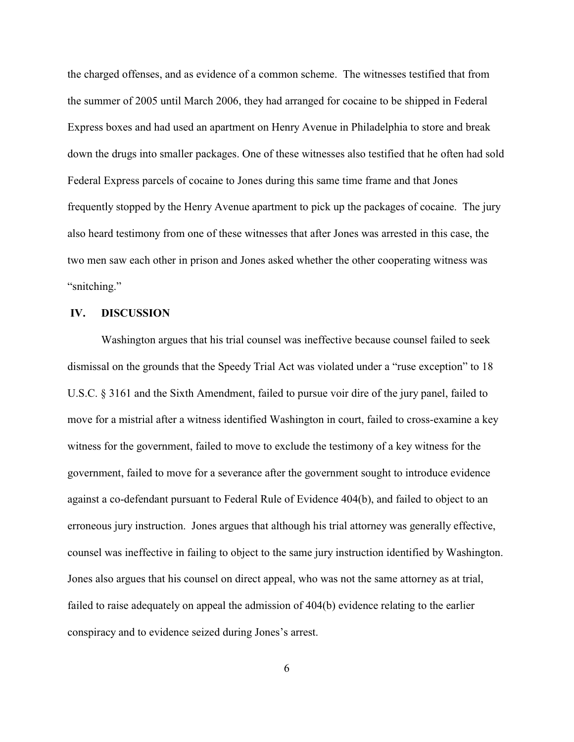the charged offenses, and as evidence of a common scheme. The witnesses testified that from the summer of 2005 until March 2006, they had arranged for cocaine to be shipped in Federal Express boxes and had used an apartment on Henry Avenue in Philadelphia to store and break down the drugs into smaller packages. One of these witnesses also testified that he often had sold Federal Express parcels of cocaine to Jones during this same time frame and that Jones frequently stopped by the Henry Avenue apartment to pick up the packages of cocaine. The jury also heard testimony from one of these witnesses that after Jones was arrested in this case, the two men saw each other in prison and Jones asked whether the other cooperating witness was "snitching."

## IV. DISCUSSION

Washington argues that his trial counsel was ineffective because counsel failed to seek dismissal on the grounds that the Speedy Trial Act was violated under a "ruse exception" to 18 U.S.C. § 3161 and the Sixth Amendment, failed to pursue voir dire of the jury panel, failed to move for a mistrial after a witness identified Washington in court, failed to cross-examine a key witness for the government, failed to move to exclude the testimony of a key witness for the government, failed to move for a severance after the government sought to introduce evidence against a co-defendant pursuant to Federal Rule of Evidence 404(b), and failed to object to an erroneous jury instruction. Jones argues that although his trial attorney was generally effective, counsel was ineffective in failing to object to the same jury instruction identified by Washington. Jones also argues that his counsel on direct appeal, who was not the same attorney as at trial, failed to raise adequately on appeal the admission of 404(b) evidence relating to the earlier conspiracy and to evidence seized during Jones's arrest.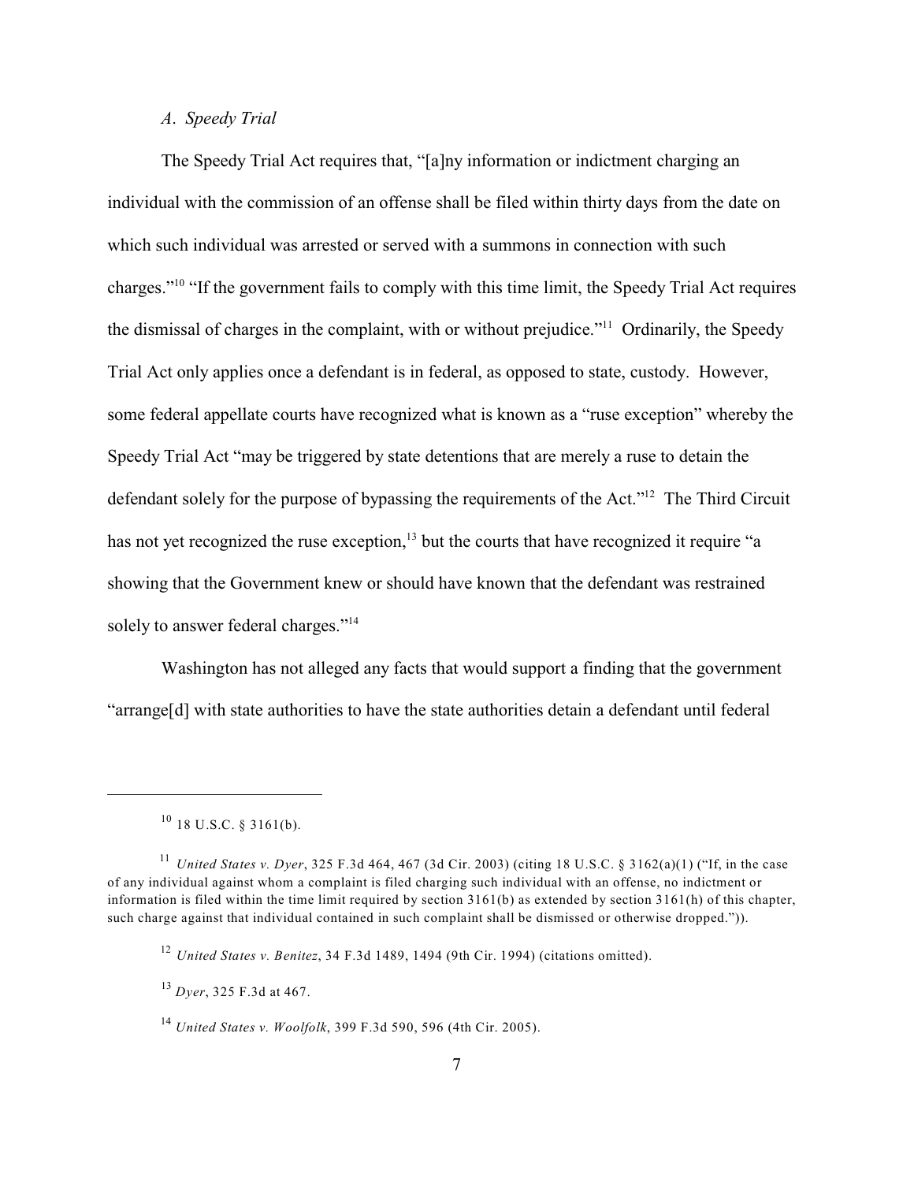*A. Speedy Trial*

The Speedy Trial Act requires that, "[a]ny information or indictment charging an individual with the commission of an offense shall be filed within thirty days from the date on which such individual was arrested or served with a summons in connection with such charges."[10] "If the government fails to comply with this time limit, the Speedy Trial Act requires the dismissal of charges in the complaint, with or without prejudice."[11] Ordinarily, the Speedy Trial Act only applies once a defendant is in federal, as opposed to state, custody. However, some federal appellate courts have recognized what is known as a "ruse exception" whereby the Speedy Trial Act "may be triggered by state detentions that are merely a ruse to detain the defendant solely for the purpose of bypassing the requirements of the Act."[12] The Third Circuit has not yet recognized the ruse exception,[13] but the courts that have recognized it require "a showing that the Government knew or should have known that the defendant was restrained solely to answer federal charges."[14]

Washington has not alleged any facts that would support a finding that the government "arrange[d] with state authorities to have the state authorities detain a defendant until federal

---

[10] 18 U.S.C. § 3161(b).

[11] *United States v. Dyer*, 325 F.3d 464, 467 (3d Cir. 2003) (citing 18 U.S.C. § 3162(a)(1) ("If, in the case of any individual against whom a complaint is filed charging such individual with an offense, no indictment or information is filed within the time limit required by section 3161(b) as extended by section 3161(h) of this chapter, such charge against that individual contained in such complaint shall be dismissed or otherwise dropped.")).

[12] *United States v. Benitez*, 34 F.3d 1489, 1494 (9th Cir. 1994) (citations omitted).

[13] *Dyer*, 325 F.3d at 467.

[14] *United States v. Woolfolk*, 399 F.3d 590, 596 (4th Cir. 2005).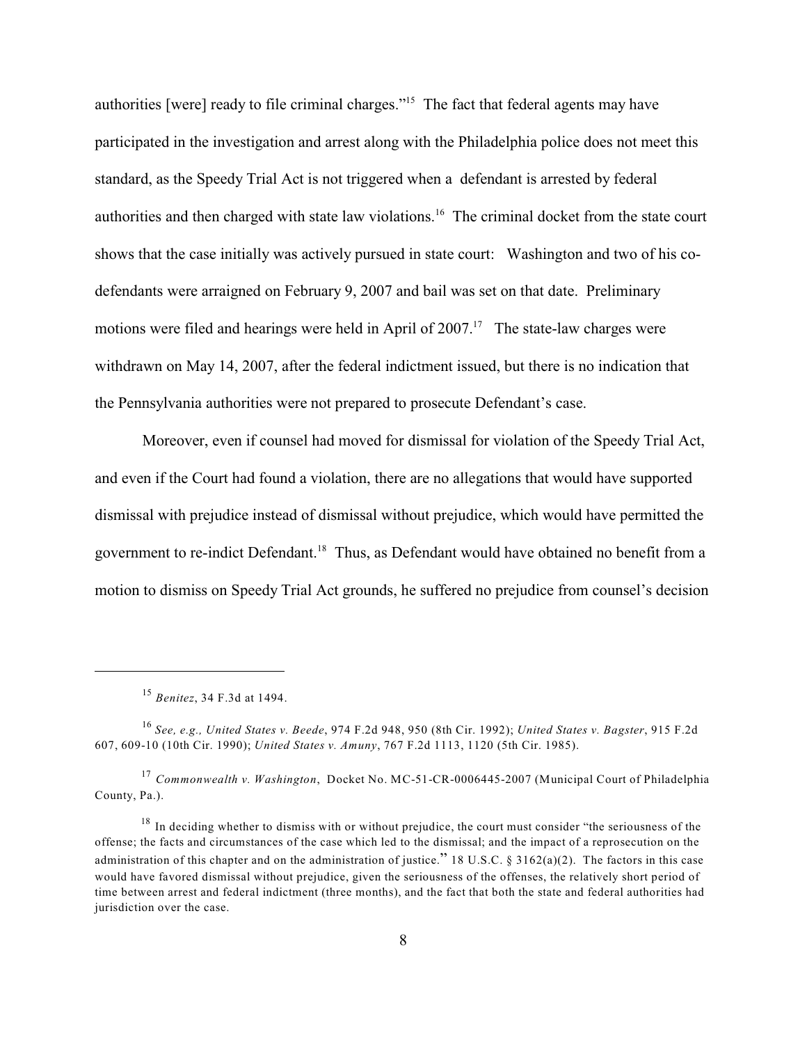authorities [were] ready to file criminal charges."[15] The fact that federal agents may have participated in the investigation and arrest along with the Philadelphia police does not meet this standard, as the Speedy Trial Act is not triggered when a defendant is arrested by federal authorities and then charged with state law violations.[16] The criminal docket from the state court shows that the case initially was actively pursued in state court: Washington and two of his co-defendants were arraigned on February 9, 2007 and bail was set on that date. Preliminary motions were filed and hearings were held in April of 2007.[17] The state-law charges were withdrawn on May 14, 2007, after the federal indictment issued, but there is no indication that the Pennsylvania authorities were not prepared to prosecute Defendant's case.

Moreover, even if counsel had moved for dismissal for violation of the Speedy Trial Act, and even if the Court had found a violation, there are no allegations that would have supported dismissal with prejudice instead of dismissal without prejudice, which would have permitted the government to re-indict Defendant.[18] Thus, as Defendant would have obtained no benefit from a motion to dismiss on Speedy Trial Act grounds, he suffered no prejudice from counsel's decision

---

[15] *Benitez*, 34 F.3d at 1494.

[16] *See, e.g., United States v. Beede*, 974 F.2d 948, 950 (8th Cir. 1992); *United States v. Bagster*, 915 F.2d 607, 609-10 (10th Cir. 1990); *United States v. Amuny*, 767 F.2d 1113, 1120 (5th Cir. 1985).

[17] *Commonwealth v. Washington*, Docket No. MC-51-CR-0006445-2007 (Municipal Court of Philadelphia County, Pa.).

[18] In deciding whether to dismiss with or without prejudice, the court must consider "the seriousness of the offense; the facts and circumstances of the case which led to the dismissal; and the impact of a reprosecution on the administration of this chapter and on the administration of justice." 18 U.S.C. § 3162(a)(2). The factors in this case would have favored dismissal without prejudice, given the seriousness of the offenses, the relatively short period of time between arrest and federal indictment (three months), and the fact that both the state and federal authorities had jurisdiction over the case.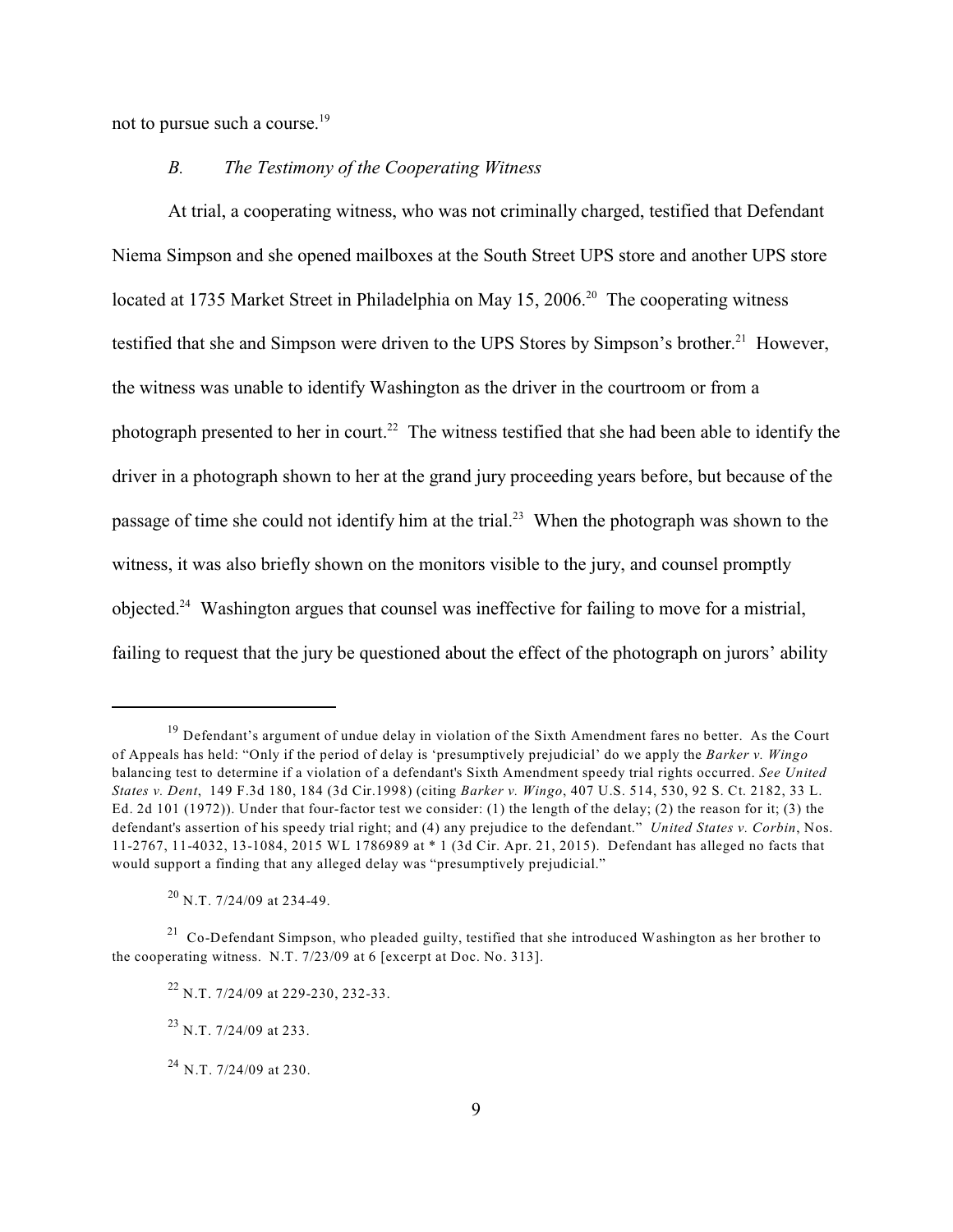not to pursue such a course.[19]

### *B. The Testimony of the Cooperating Witness*

At trial, a cooperating witness, who was not criminally charged, testified that Defendant Niema Simpson and she opened mailboxes at the South Street UPS store and another UPS store located at 1735 Market Street in Philadelphia on May 15, 2006.[20] The cooperating witness testified that she and Simpson were driven to the UPS Stores by Simpson's brother.[21] However, the witness was unable to identify Washington as the driver in the courtroom or from a photograph presented to her in court.[22] The witness testified that she had been able to identify the driver in a photograph shown to her at the grand jury proceeding years before, but because of the passage of time she could not identify him at the trial.[23] When the photograph was shown to the witness, it was also briefly shown on the monitors visible to the jury, and counsel promptly objected.[24] Washington argues that counsel was ineffective for failing to move for a mistrial, failing to request that the jury be questioned about the effect of the photograph on jurors' ability

---

[19] Defendant's argument of undue delay in violation of the Sixth Amendment fares no better. As the Court of Appeals has held: "Only if the period of delay is 'presumptively prejudicial' do we apply the *Barker v. Wingo* balancing test to determine if a violation of a defendant's Sixth Amendment speedy trial rights occurred. *See United States v. Dent*, 149 F.3d 180, 184 (3d Cir.1998) (citing *Barker v. Wingo*, 407 U.S. 514, 530, 92 S. Ct. 2182, 33 L. Ed. 2d 101 (1972)). Under that four-factor test we consider: (1) the length of the delay; (2) the reason for it; (3) the defendant's assertion of his speedy trial right; and (4) any prejudice to the defendant." *United States v. Corbin*, Nos. 11-2767, 11-4032, 13-1084, 2015 WL 1786989 at * 1 (3d Cir. Apr. 21, 2015). Defendant has alleged no facts that would support a finding that any alleged delay was "presumptively prejudicial."

[20] N.T. 7/24/09 at 234-49.

[21] Co-Defendant Simpson, who pleaded guilty, testified that she introduced Washington as her brother to the cooperating witness. N.T. 7/23/09 at 6 [excerpt at Doc. No. 313].

[22] N.T. 7/24/09 at 229-230, 232-33.

[23] N.T. 7/24/09 at 233.

[24] N.T. 7/24/09 at 230.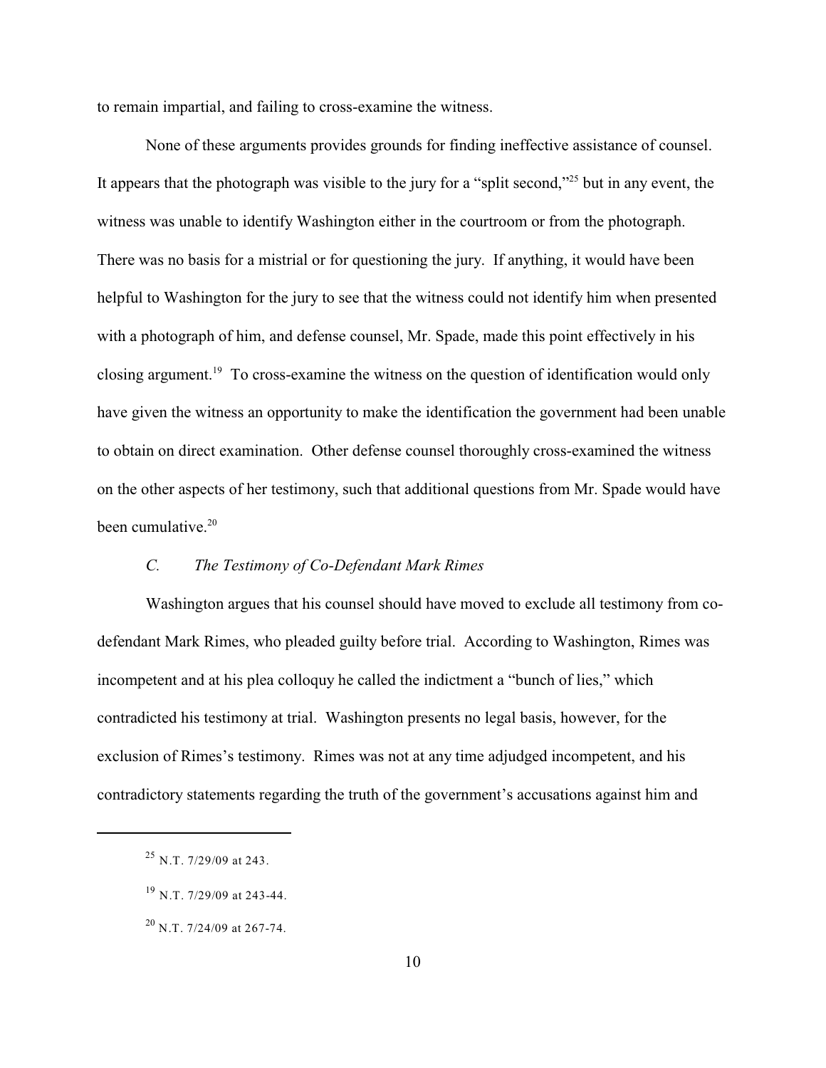to remain impartial, and failing to cross-examine the witness.

None of these arguments provides grounds for finding ineffective assistance of counsel. It appears that the photograph was visible to the jury for a "split second,"[25] but in any event, the witness was unable to identify Washington either in the courtroom or from the photograph. There was no basis for a mistrial or for questioning the jury. If anything, it would have been helpful to Washington for the jury to see that the witness could not identify him when presented with a photograph of him, and defense counsel, Mr. Spade, made this point effectively in his closing argument.[19] To cross-examine the witness on the question of identification would only have given the witness an opportunity to make the identification the government had been unable to obtain on direct examination. Other defense counsel thoroughly cross-examined the witness on the other aspects of her testimony, such that additional questions from Mr. Spade would have been cumulative.[20]

### *C. The Testimony of Co-Defendant Mark Rimes*

Washington argues that his counsel should have moved to exclude all testimony from co-defendant Mark Rimes, who pleaded guilty before trial. According to Washington, Rimes was incompetent and at his plea colloquy he called the indictment a "bunch of lies," which contradicted his testimony at trial. Washington presents no legal basis, however, for the exclusion of Rimes's testimony. Rimes was not at any time adjudged incompetent, and his contradictory statements regarding the truth of the government's accusations against him and

---

[25] N.T. 7/29/09 at 243.

[19] N.T. 7/29/09 at 243-44.

[20] N.T. 7/24/09 at 267-74.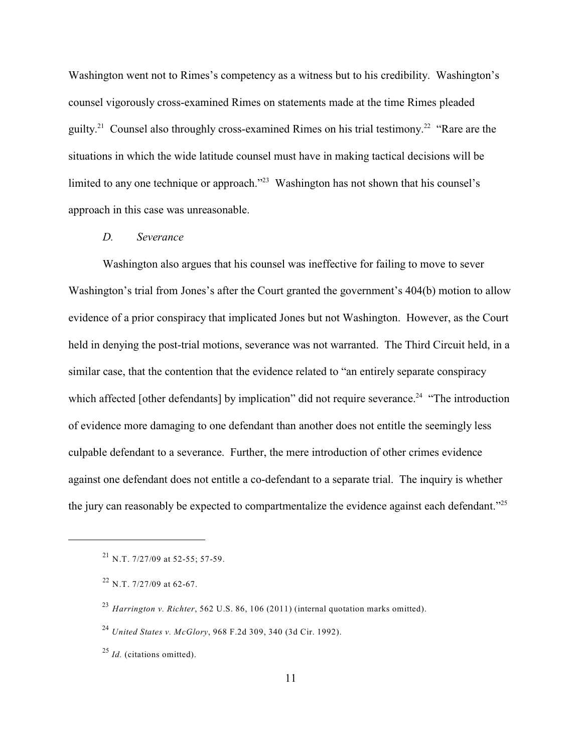Washington went not to Rimes's competency as a witness but to his credibility. Washington's counsel vigorously cross-examined Rimes on statements made at the time Rimes pleaded guilty.[21] Counsel also throughly cross-examined Rimes on his trial testimony.[22] "Rare are the situations in which the wide latitude counsel must have in making tactical decisions will be limited to any one technique or approach."[23] Washington has not shown that his counsel's approach in this case was unreasonable.

### *D. Severance*

Washington also argues that his counsel was ineffective for failing to move to sever Washington's trial from Jones's after the Court granted the government's 404(b) motion to allow evidence of a prior conspiracy that implicated Jones but not Washington. However, as the Court held in denying the post-trial motions, severance was not warranted. The Third Circuit held, in a similar case, that the contention that the evidence related to "an entirely separate conspiracy which affected [other defendants] by implication" did not require severance.[24] "The introduction of evidence more damaging to one defendant than another does not entitle the seemingly less culpable defendant to a severance. Further, the mere introduction of other crimes evidence against one defendant does not entitle a co-defendant to a separate trial. The inquiry is whether the jury can reasonably be expected to compartmentalize the evidence against each defendant."[25]

---

[21] N.T. 7/27/09 at 52-55; 57-59.

[22] N.T. 7/27/09 at 62-67.

[23] *Harrington v. Richter*, 562 U.S. 86, 106 (2011) (internal quotation marks omitted).

[24] *United States v. McGlory*, 968 F.2d 309, 340 (3d Cir. 1992).

[25] *Id.* (citations omitted).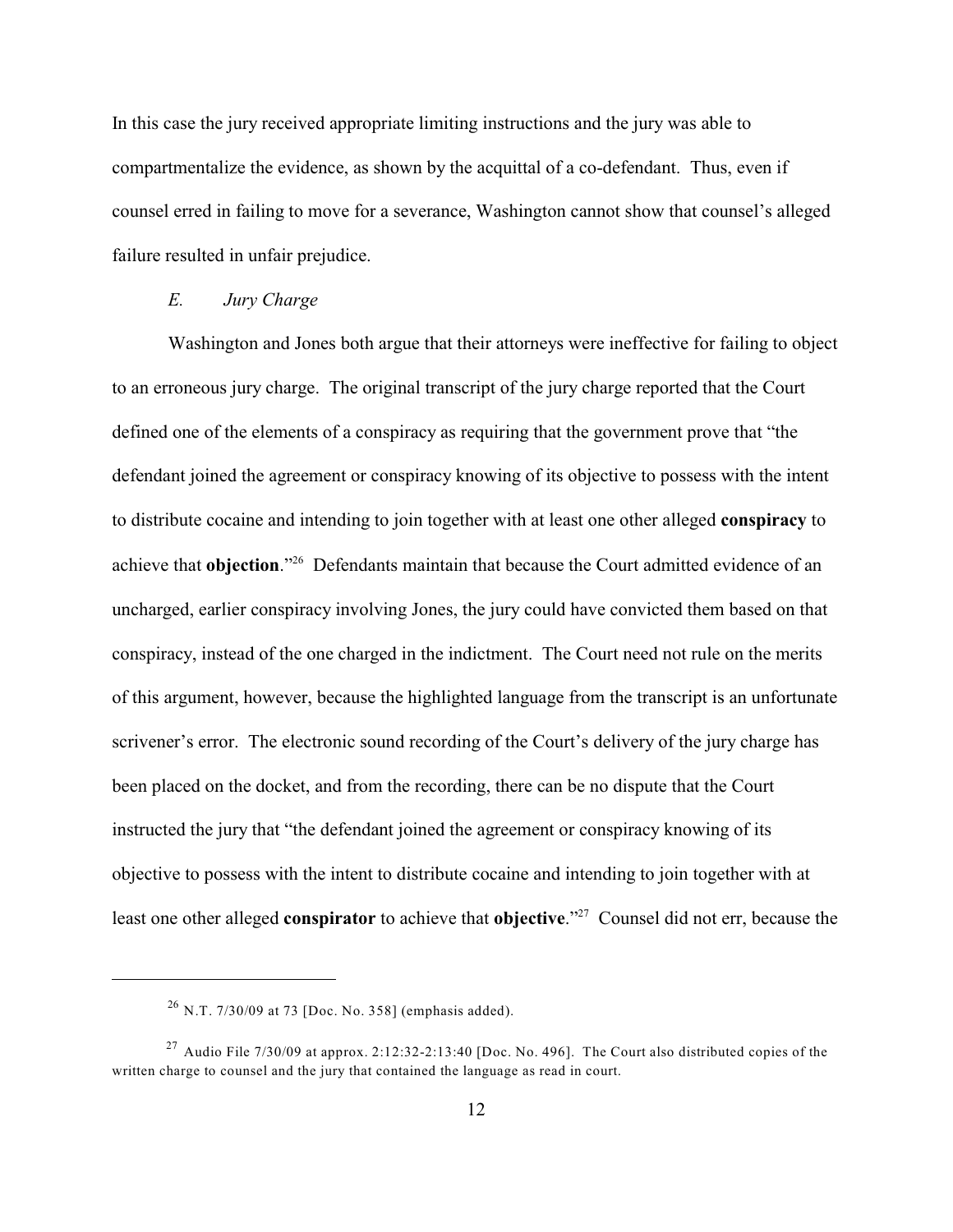In this case the jury received appropriate limiting instructions and the jury was able to compartmentalize the evidence, as shown by the acquittal of a co-defendant. Thus, even if counsel erred in failing to move for a severance, Washington cannot show that counsel's alleged failure resulted in unfair prejudice.

### *E. Jury Charge*

Washington and Jones both argue that their attorneys were ineffective for failing to object to an erroneous jury charge. The original transcript of the jury charge reported that the Court defined one of the elements of a conspiracy as requiring that the government prove that "the defendant joined the agreement or conspiracy knowing of its objective to possess with the intent to distribute cocaine and intending to join together with at least one other alleged **conspiracy** to achieve that **objection**."[26] Defendants maintain that because the Court admitted evidence of an uncharged, earlier conspiracy involving Jones, the jury could have convicted them based on that conspiracy, instead of the one charged in the indictment. The Court need not rule on the merits of this argument, however, because the highlighted language from the transcript is an unfortunate scrivener's error. The electronic sound recording of the Court's delivery of the jury charge has been placed on the docket, and from the recording, there can be no dispute that the Court instructed the jury that "the defendant joined the agreement or conspiracy knowing of its objective to possess with the intent to distribute cocaine and intending to join together with at least one other alleged **conspirator** to achieve that **objective**."[27] Counsel did not err, because the

---

[26] N.T. 7/30/09 at 73 [Doc. No. 358] (emphasis added).

[27] Audio File 7/30/09 at approx. 2:12:32-2:13:40 [Doc. No. 496]. The Court also distributed copies of the written charge to counsel and the jury that contained the language as read in court.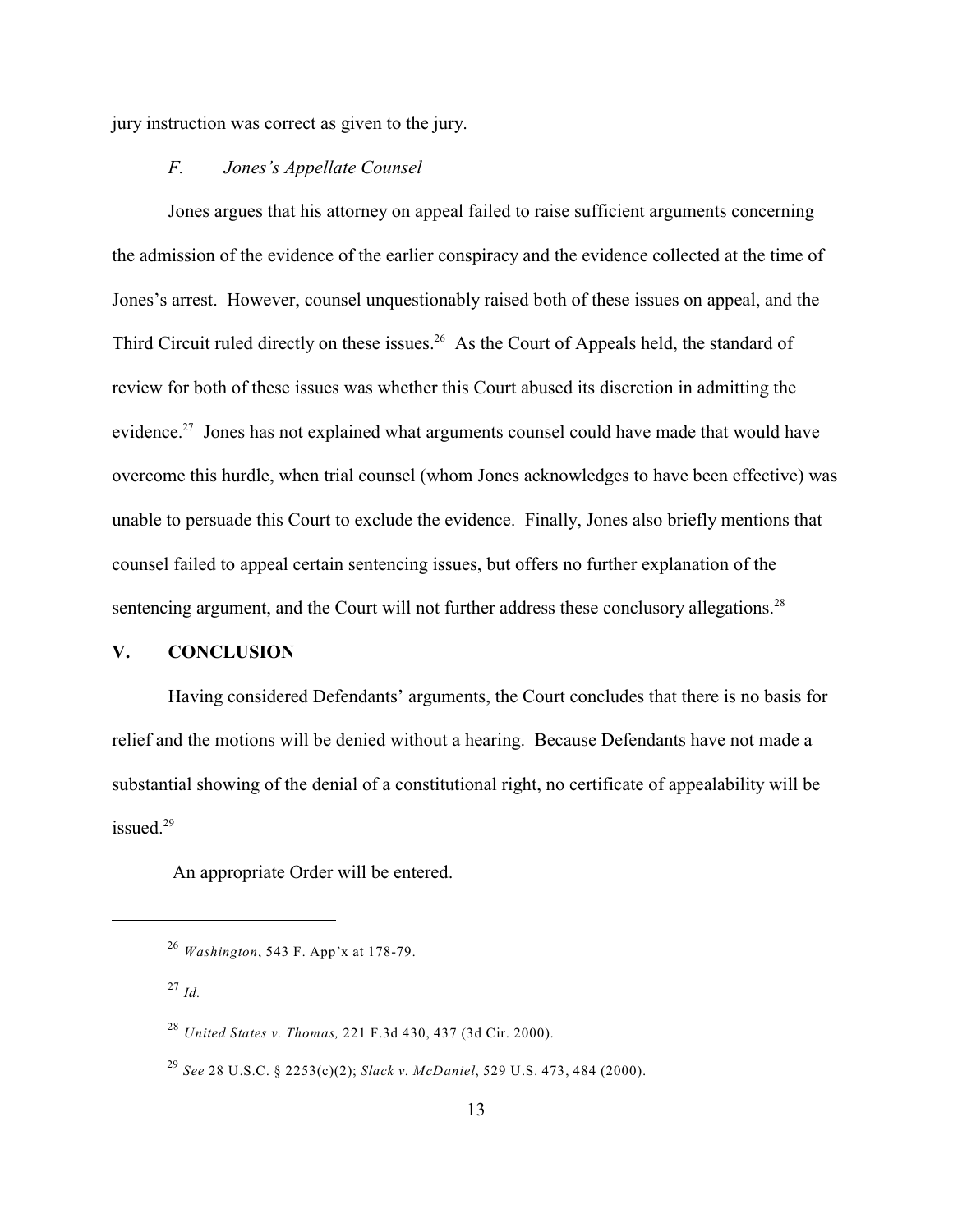jury instruction was correct as given to the jury.

### *F. Jones's Appellate Counsel*

Jones argues that his attorney on appeal failed to raise sufficient arguments concerning the admission of the evidence of the earlier conspiracy and the evidence collected at the time of Jones's arrest. However, counsel unquestionably raised both of these issues on appeal, and the Third Circuit ruled directly on these issues.[26] As the Court of Appeals held, the standard of review for both of these issues was whether this Court abused its discretion in admitting the evidence.[27] Jones has not explained what arguments counsel could have made that would have overcome this hurdle, when trial counsel (whom Jones acknowledges to have been effective) was unable to persuade this Court to exclude the evidence. Finally, Jones also briefly mentions that counsel failed to appeal certain sentencing issues, but offers no further explanation of the sentencing argument, and the Court will not further address these conclusory allegations.[28]

## V. CONCLUSION

Having considered Defendants' arguments, the Court concludes that there is no basis for relief and the motions will be denied without a hearing. Because Defendants have not made a substantial showing of the denial of a constitutional right, no certificate of appealability will be issued.[29]

An appropriate Order will be entered.

---

[26] *Washington*, 543 F. App'x at 178-79.

[27] *Id.*

[28] *United States v. Thomas,* 221 F.3d 430, 437 (3d Cir. 2000).

[29] *See* 28 U.S.C. § 2253(c)(2); *Slack v. McDaniel*, 529 U.S. 473, 484 (2000).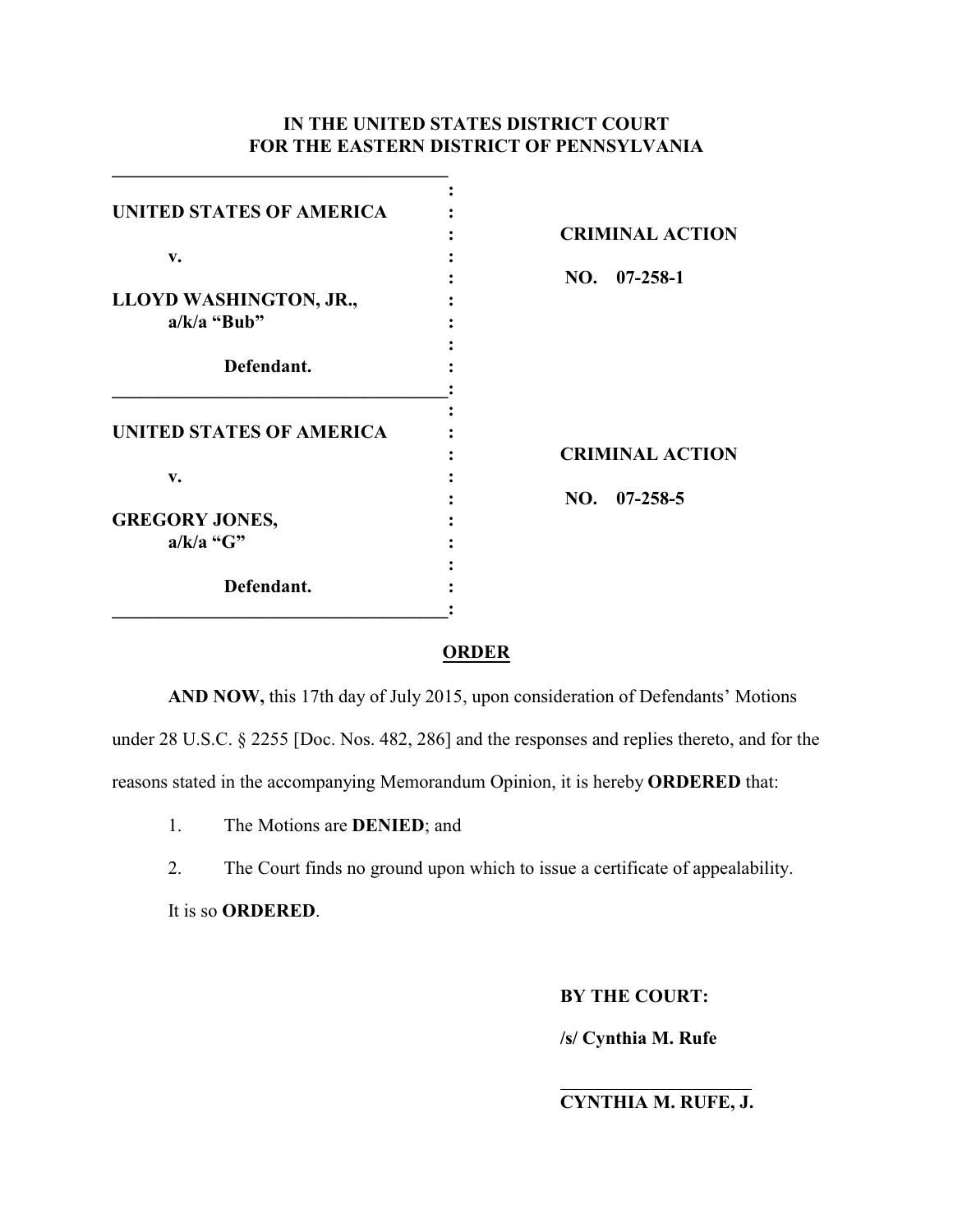**IN THE UNITED STATES DISTRICT COURT**
**FOR THE EASTERN DISTRICT OF PENNSYLVANIA**

| | |
|---|---|
| **UNITED STATES OF AMERICA**<br><br>**v.**<br><br>**LLOYD WASHINGTON, JR., a/k/a "Bub"**<br><br>**Defendant.** | **CRIMINAL ACTION**<br><br>**NO. 07-258-1** |
| **UNITED STATES OF AMERICA**<br><br>**v.**<br><br>**GREGORY JONES, a/k/a "G"**<br><br>**Defendant.** | **CRIMINAL ACTION**<br><br>**NO. 07-258-5** |

## ORDER

**AND NOW,** this 17th day of July 2015, upon consideration of Defendants' Motions under 28 U.S.C. § 2255 [Doc. Nos. 482, 286] and the responses and replies thereto, and for the reasons stated in the accompanying Memorandum Opinion, it is hereby **ORDERED** that:

1. The Motions are **DENIED**; and
2. The Court finds no ground upon which to issue a certificate of appealability.

It is so **ORDERED**.

**BY THE COURT:**

**/s/ Cynthia M. Rufe**

**CYNTHIA M. RUFE, J.**